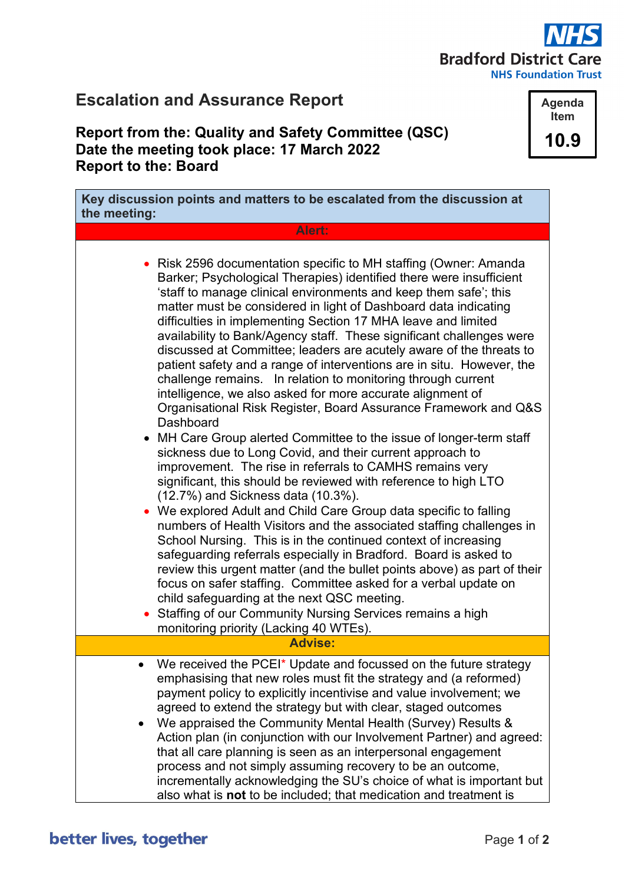Bradford District Care NHS Foundation Trust

# Escalation and Assurance Report

**Agenda Item 10.9**

**Report from the: Quality and Safety Committee (QSC)**
**Date the meeting took place: 17 March 2022**
**Report to the: Board**

**Key discussion points and matters to be escalated from the discussion at the meeting:**

**Alert:**

- Risk 2596 documentation specific to MH staffing (Owner: Amanda Barker; Psychological Therapies) identified there were insufficient 'staff to manage clinical environments and keep them safe'; this matter must be considered in light of Dashboard data indicating difficulties in implementing Section 17 MHA leave and limited availability to Bank/Agency staff. These significant challenges were discussed at Committee; leaders are acutely aware of the threats to patient safety and a range of interventions are in situ. However, the challenge remains. In relation to monitoring through current intelligence, we also asked for more accurate alignment of Organisational Risk Register, Board Assurance Framework and Q&S Dashboard
- MH Care Group alerted Committee to the issue of longer-term staff sickness due to Long Covid, and their current approach to improvement. The rise in referrals to CAMHS remains very significant, this should be reviewed with reference to high LTO (12.7%) and Sickness data (10.3%).
- We explored Adult and Child Care Group data specific to falling numbers of Health Visitors and the associated staffing challenges in School Nursing. This is in the continued context of increasing safeguarding referrals especially in Bradford. Board is asked to review this urgent matter (and the bullet points above) as part of their focus on safer staffing. Committee asked for a verbal update on child safeguarding at the next QSC meeting.
- Staffing of our Community Nursing Services remains a high monitoring priority (Lacking 40 WTEs).

**Advise:**

- We received the PCEI* Update and focussed on the future strategy emphasising that new roles must fit the strategy and (a reformed) payment policy to explicitly incentivise and value involvement; we agreed to extend the strategy but with clear, staged outcomes
- We appraised the Community Mental Health (Survey) Results & Action plan (in conjunction with our Involvement Partner) and agreed: that all care planning is seen as an interpersonal engagement process and not simply assuming recovery to be an outcome, incrementally acknowledging the SU's choice of what is important but also what is **not** to be included; that medication and treatment is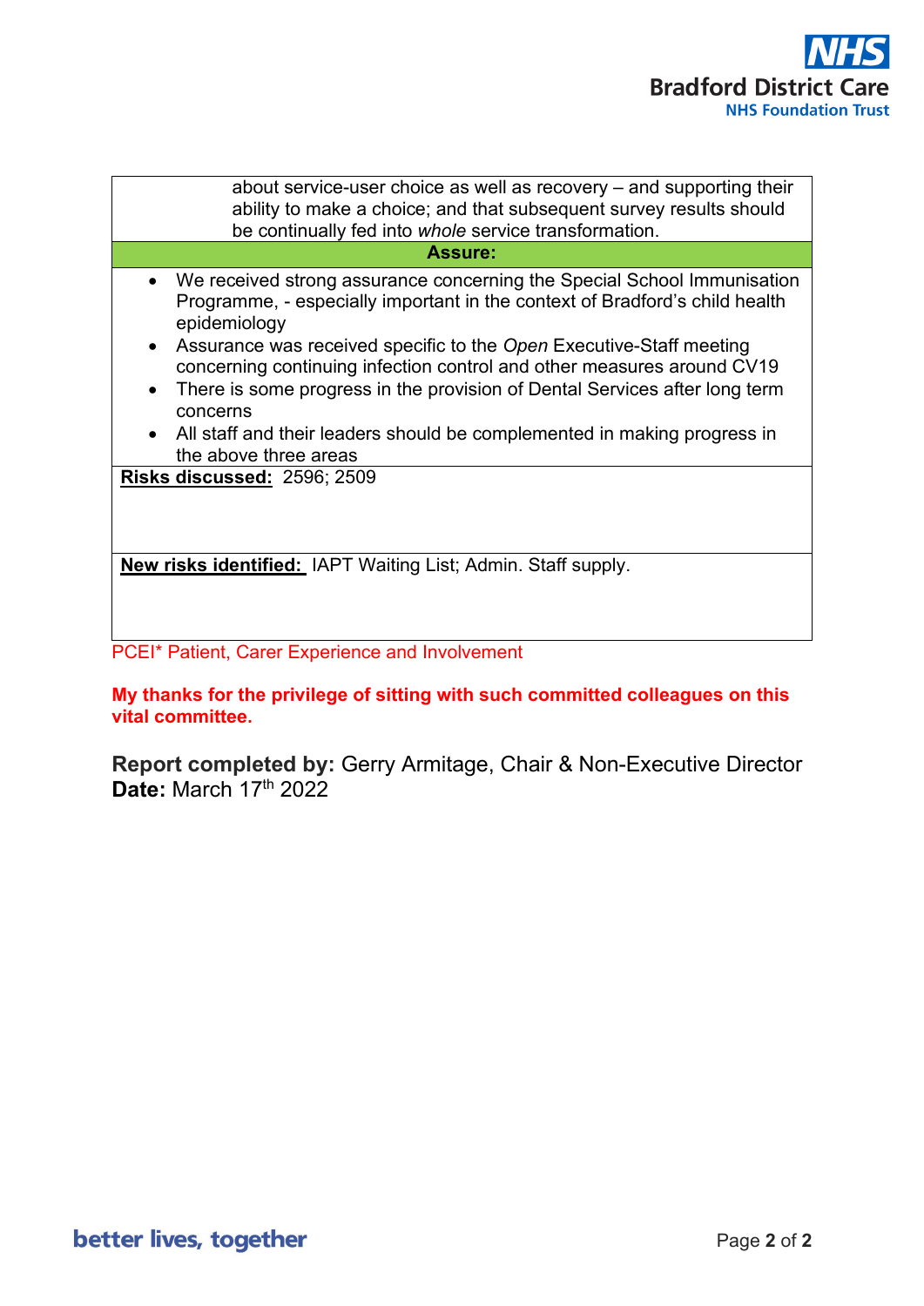| |
|---|
| about service-user choice as well as recovery – and supporting their ability to make a choice; and that subsequent survey results should be continually fed into *whole* service transformation. |
| **Assure:** |
| • We received strong assurance concerning the Special School Immunisation Programme, - especially important in the context of Bradford's child health epidemiology<br>• Assurance was received specific to the *Open* Executive-Staff meeting concerning continuing infection control and other measures around CV19<br>• There is some progress in the provision of Dental Services after long term concerns<br>• All staff and their leaders should be complemented in making progress in the above three areas |
| **Risks discussed:** 2596; 2509 |
| **New risks identified:** IAPT Waiting List; Admin. Staff supply. |

PCEI* Patient, Carer Experience and Involvement

**My thanks for the privilege of sitting with such committed colleagues on this vital committee.**

**Report completed by:** Gerry Armitage, Chair & Non-Executive Director
**Date:** March 17th 2022